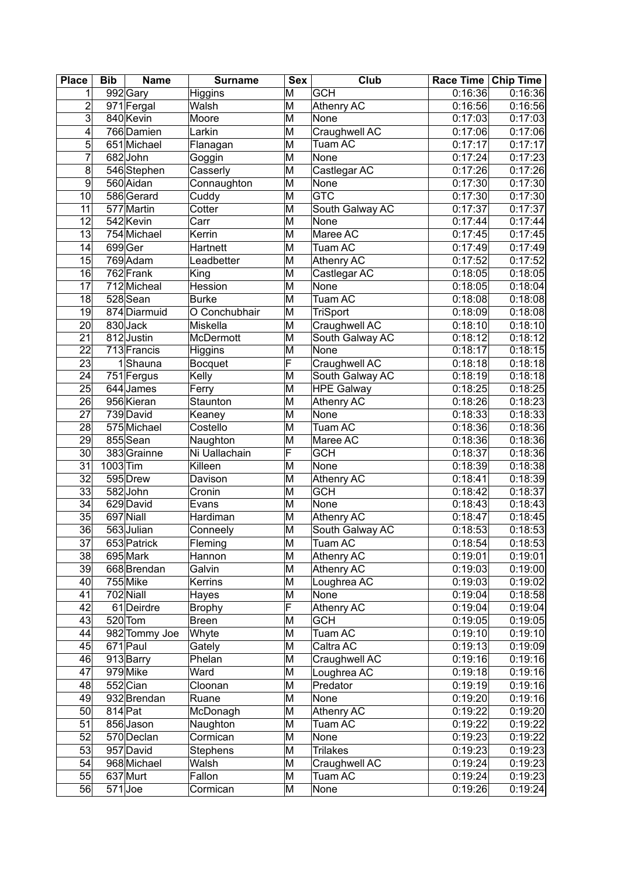| Place | Bib | Name | Surname | Sex | Club | Race Time | Chip Time |
|---|---|---|---|---|---|---|---|
| 1 | 992 | Gary | Higgins | M | GCH | 0:16:36 | 0:16:36 |
| 2 | 971 | Fergal | Walsh | M | Athenry AC | 0:16:56 | 0:16:56 |
| 3 | 840 | Kevin | Moore | M | None | 0:17:03 | 0:17:03 |
| 4 | 766 | Damien | Larkin | M | Craughwell AC | 0:17:06 | 0:17:06 |
| 5 | 651 | Michael | Flanagan | M | Tuam AC | 0:17:17 | 0:17:17 |
| 7 | 682 | John | Goggin | M | None | 0:17:24 | 0:17:23 |
| 8 | 546 | Stephen | Casserly | M | Castlegar AC | 0:17:26 | 0:17:26 |
| 9 | 560 | Aidan | Connaughton | M | None | 0:17:30 | 0:17:30 |
| 10 | 586 | Gerard | Cuddy | M | GTC | 0:17:30 | 0:17:30 |
| 11 | 577 | Martin | Cotter | M | South Galway AC | 0:17:37 | 0:17:37 |
| 12 | 542 | Kevin | Carr | M | None | 0:17:44 | 0:17:44 |
| 13 | 754 | Michael | Kerrin | M | Maree AC | 0:17:45 | 0:17:45 |
| 14 | 699 | Ger | Hartnett | M | Tuam AC | 0:17:49 | 0:17:49 |
| 15 | 769 | Adam | Leadbetter | M | Athenry AC | 0:17:52 | 0:17:52 |
| 16 | 762 | Frank | King | M | Castlegar AC | 0:18:05 | 0:18:05 |
| 17 | 712 | Micheal | Hession | M | None | 0:18:05 | 0:18:04 |
| 18 | 528 | Sean | Burke | M | Tuam AC | 0:18:08 | 0:18:08 |
| 19 | 874 | Diarmuid | O Conchubhair | M | TriSport | 0:18:09 | 0:18:08 |
| 20 | 830 | Jack | Miskella | M | Craughwell AC | 0:18:10 | 0:18:10 |
| 21 | 812 | Justin | McDermott | M | South Galway AC | 0:18:12 | 0:18:12 |
| 22 | 713 | Francis | Higgins | M | None | 0:18:17 | 0:18:15 |
| 23 | 1 | Shauna | Bocquet | F | Craughwell AC | 0:18:18 | 0:18:18 |
| 24 | 751 | Fergus | Kelly | M | South Galway AC | 0:18:19 | 0:18:18 |
| 25 | 644 | James | Ferry | M | HPE Galway | 0:18:25 | 0:18:25 |
| 26 | 956 | Kieran | Staunton | M | Athenry AC | 0:18:26 | 0:18:23 |
| 27 | 739 | David | Keaney | M | None | 0:18:33 | 0:18:33 |
| 28 | 575 | Michael | Costello | M | Tuam AC | 0:18:36 | 0:18:36 |
| 29 | 855 | Sean | Naughton | M | Maree AC | 0:18:36 | 0:18:36 |
| 30 | 383 | Grainne | Ni Uallachain | F | GCH | 0:18:37 | 0:18:36 |
| 31 | 1003 | Tim | Killeen | M | None | 0:18:39 | 0:18:38 |
| 32 | 595 | Drew | Davison | M | Athenry AC | 0:18:41 | 0:18:39 |
| 33 | 582 | John | Cronin | M | GCH | 0:18:42 | 0:18:37 |
| 34 | 629 | David | Evans | M | None | 0:18:43 | 0:18:43 |
| 35 | 697 | Niall | Hardiman | M | Athenry AC | 0:18:47 | 0:18:45 |
| 36 | 563 | Julian | Conneely | M | South Galway AC | 0:18:53 | 0:18:53 |
| 37 | 653 | Patrick | Fleming | M | Tuam AC | 0:18:54 | 0:18:53 |
| 38 | 695 | Mark | Hannon | M | Athenry AC | 0:19:01 | 0:19:01 |
| 39 | 668 | Brendan | Galvin | M | Athenry AC | 0:19:03 | 0:19:00 |
| 40 | 755 | Mike | Kerrins | M | Loughrea AC | 0:19:03 | 0:19:02 |
| 41 | 702 | Niall | Hayes | M | None | 0:19:04 | 0:18:58 |
| 42 | 61 | Deirdre | Brophy | F | Athenry AC | 0:19:04 | 0:19:04 |
| 43 | 520 | Tom | Breen | M | GCH | 0:19:05 | 0:19:05 |
| 44 | 982 | Tommy Joe | Whyte | M | Tuam AC | 0:19:10 | 0:19:10 |
| 45 | 671 | Paul | Gately | M | Caltra AC | 0:19:13 | 0:19:09 |
| 46 | 913 | Barry | Phelan | M | Craughwell AC | 0:19:16 | 0:19:16 |
| 47 | 979 | Mike | Ward | M | Loughrea AC | 0:19:18 | 0:19:16 |
| 48 | 552 | Cian | Cloonan | M | Predator | 0:19:19 | 0:19:16 |
| 49 | 932 | Brendan | Ruane | M | None | 0:19:20 | 0:19:16 |
| 50 | 814 | Pat | McDonagh | M | Athenry AC | 0:19:22 | 0:19:20 |
| 51 | 856 | Jason | Naughton | M | Tuam AC | 0:19:22 | 0:19:22 |
| 52 | 570 | Declan | Cormican | M | None | 0:19:23 | 0:19:22 |
| 53 | 957 | David | Stephens | M | Trilakes | 0:19:23 | 0:19:23 |
| 54 | 968 | Michael | Walsh | M | Craughwell AC | 0:19:24 | 0:19:23 |
| 55 | 637 | Murt | Fallon | M | Tuam AC | 0:19:24 | 0:19:23 |
| 56 | 571 | Joe | Cormican | M | None | 0:19:26 | 0:19:24 |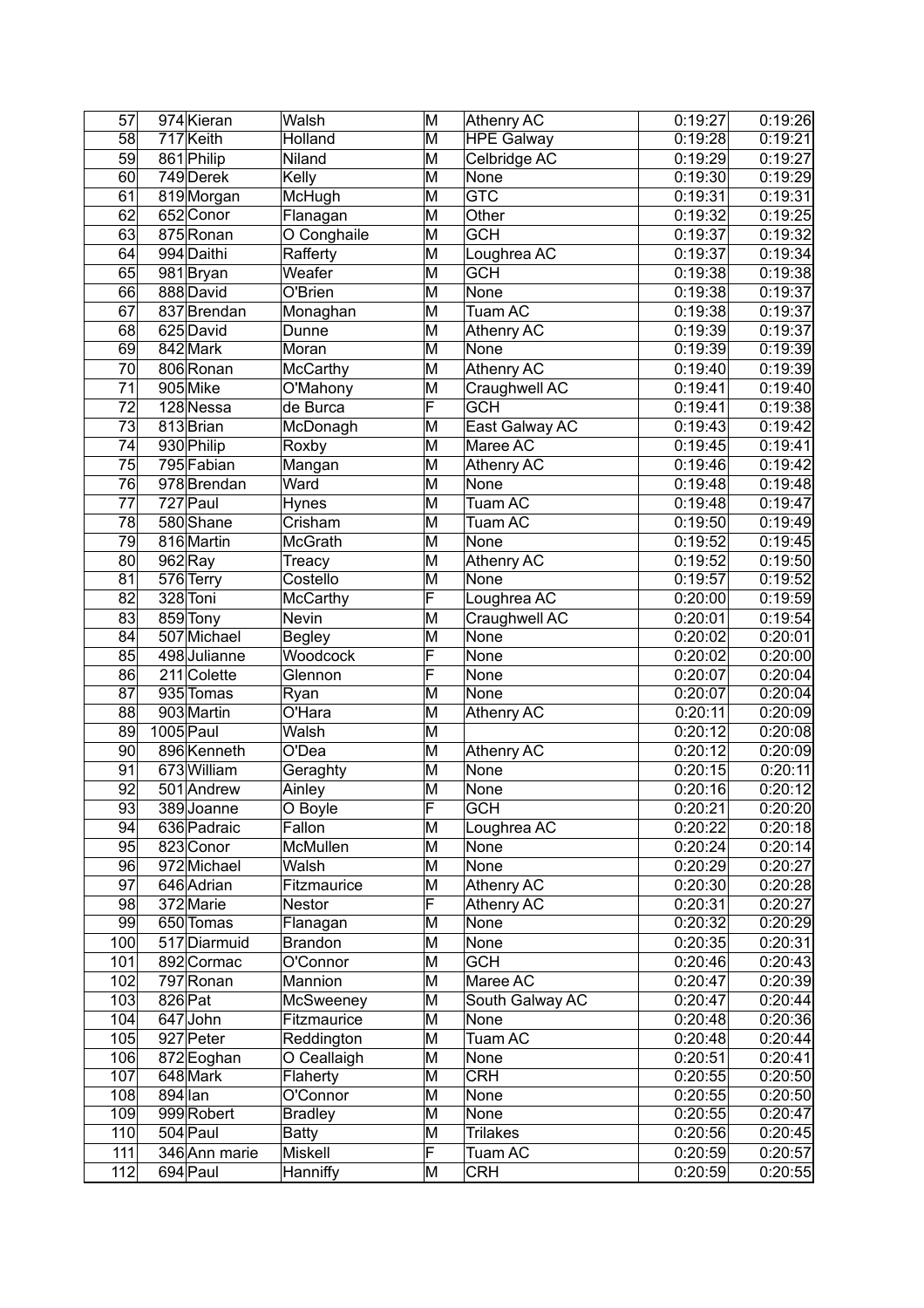| 57 | 974 | Kieran | Walsh | M | Athenry AC | 0:19:27 | 0:19:26 |
|---|---|---|---|---|---|---|---|
| 58 | 717 | Keith | Holland | M | HPE Galway | 0:19:28 | 0:19:21 |
| 59 | 861 | Philip | Niland | M | Celbridge AC | 0:19:29 | 0:19:27 |
| 60 | 749 | Derek | Kelly | M | None | 0:19:30 | 0:19:29 |
| 61 | 819 | Morgan | McHugh | M | GTC | 0:19:31 | 0:19:31 |
| 62 | 652 | Conor | Flanagan | M | Other | 0:19:32 | 0:19:25 |
| 63 | 875 | Ronan | O Conghaile | M | GCH | 0:19:37 | 0:19:32 |
| 64 | 994 | Daithi | Rafferty | M | Loughrea AC | 0:19:37 | 0:19:34 |
| 65 | 981 | Bryan | Weafer | M | GCH | 0:19:38 | 0:19:38 |
| 66 | 888 | David | O'Brien | M | None | 0:19:38 | 0:19:37 |
| 67 | 837 | Brendan | Monaghan | M | Tuam AC | 0:19:38 | 0:19:37 |
| 68 | 625 | David | Dunne | M | Athenry AC | 0:19:39 | 0:19:37 |
| 69 | 842 | Mark | Moran | M | None | 0:19:39 | 0:19:39 |
| 70 | 806 | Ronan | McCarthy | M | Athenry AC | 0:19:40 | 0:19:39 |
| 71 | 905 | Mike | O'Mahony | M | Craughwell AC | 0:19:41 | 0:19:40 |
| 72 | 128 | Nessa | de Burca | F | GCH | 0:19:41 | 0:19:38 |
| 73 | 813 | Brian | McDonagh | M | East Galway AC | 0:19:43 | 0:19:42 |
| 74 | 930 | Philip | Roxby | M | Maree AC | 0:19:45 | 0:19:41 |
| 75 | 795 | Fabian | Mangan | M | Athenry AC | 0:19:46 | 0:19:42 |
| 76 | 978 | Brendan | Ward | M | None | 0:19:48 | 0:19:48 |
| 77 | 727 | Paul | Hynes | M | Tuam AC | 0:19:48 | 0:19:47 |
| 78 | 580 | Shane | Crisham | M | Tuam AC | 0:19:50 | 0:19:49 |
| 79 | 816 | Martin | McGrath | M | None | 0:19:52 | 0:19:45 |
| 80 | 962 | Ray | Treacy | M | Athenry AC | 0:19:52 | 0:19:50 |
| 81 | 576 | Terry | Costello | M | None | 0:19:57 | 0:19:52 |
| 82 | 328 | Toni | McCarthy | F | Loughrea AC | 0:20:00 | 0:19:59 |
| 83 | 859 | Tony | Nevin | M | Craughwell AC | 0:20:01 | 0:19:54 |
| 84 | 507 | Michael | Begley | M | None | 0:20:02 | 0:20:01 |
| 85 | 498 | Julianne | Woodcock | F | None | 0:20:02 | 0:20:00 |
| 86 | 211 | Colette | Glennon | F | None | 0:20:07 | 0:20:04 |
| 87 | 935 | Tomas | Ryan | M | None | 0:20:07 | 0:20:04 |
| 88 | 903 | Martin | O'Hara | M | Athenry AC | 0:20:11 | 0:20:09 |
| 89 | 1005 | Paul | Walsh | M |  | 0:20:12 | 0:20:08 |
| 90 | 896 | Kenneth | O'Dea | M | Athenry AC | 0:20:12 | 0:20:09 |
| 91 | 673 | William | Geraghty | M | None | 0:20:15 | 0:20:11 |
| 92 | 501 | Andrew | Ainley | M | None | 0:20:16 | 0:20:12 |
| 93 | 389 | Joanne | O Boyle | F | GCH | 0:20:21 | 0:20:20 |
| 94 | 636 | Padraic | Fallon | M | Loughrea AC | 0:20:22 | 0:20:18 |
| 95 | 823 | Conor | McMullen | M | None | 0:20:24 | 0:20:14 |
| 96 | 972 | Michael | Walsh | M | None | 0:20:29 | 0:20:27 |
| 97 | 646 | Adrian | Fitzmaurice | M | Athenry AC | 0:20:30 | 0:20:28 |
| 98 | 372 | Marie | Nestor | F | Athenry AC | 0:20:31 | 0:20:27 |
| 99 | 650 | Tomas | Flanagan | M | None | 0:20:32 | 0:20:29 |
| 100 | 517 | Diarmuid | Brandon | M | None | 0:20:35 | 0:20:31 |
| 101 | 892 | Cormac | O'Connor | M | GCH | 0:20:46 | 0:20:43 |
| 102 | 797 | Ronan | Mannion | M | Maree AC | 0:20:47 | 0:20:39 |
| 103 | 826 | Pat | McSweeney | M | South Galway AC | 0:20:47 | 0:20:44 |
| 104 | 647 | John | Fitzmaurice | M | None | 0:20:48 | 0:20:36 |
| 105 | 927 | Peter | Reddington | M | Tuam AC | 0:20:48 | 0:20:44 |
| 106 | 872 | Eoghan | O Ceallaigh | M | None | 0:20:51 | 0:20:41 |
| 107 | 648 | Mark | Flaherty | M | CRH | 0:20:55 | 0:20:50 |
| 108 | 894 | Ian | O'Connor | M | None | 0:20:55 | 0:20:50 |
| 109 | 999 | Robert | Bradley | M | None | 0:20:55 | 0:20:47 |
| 110 | 504 | Paul | Batty | M | Trilakes | 0:20:56 | 0:20:45 |
| 111 | 346 | Ann marie | Miskell | F | Tuam AC | 0:20:59 | 0:20:57 |
| 112 | 694 | Paul | Hanniffy | M | CRH | 0:20:59 | 0:20:55 |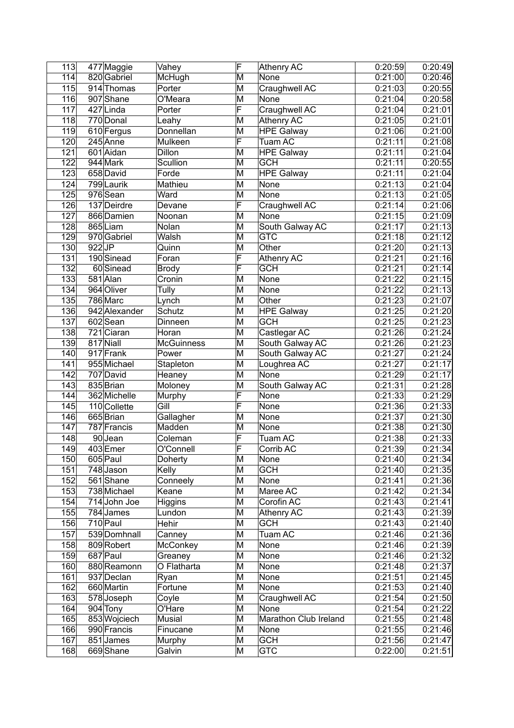| 113 | 477 | Maggie | Vahey | F | Athenry AC | 0:20:59 | 0:20:49 |
|---|---|---|---|---|---|---|---|
| 114 | 820 | Gabriel | McHugh | M | None | 0:21:00 | 0:20:46 |
| 115 | 914 | Thomas | Porter | M | Craughwell AC | 0:21:03 | 0:20:55 |
| 116 | 907 | Shane | O'Meara | M | None | 0:21:04 | 0:20:58 |
| 117 | 427 | Linda | Porter | F | Craughwell AC | 0:21:04 | 0:21:01 |
| 118 | 770 | Donal | Leahy | M | Athenry AC | 0:21:05 | 0:21:01 |
| 119 | 610 | Fergus | Donnellan | M | HPE Galway | 0:21:06 | 0:21:00 |
| 120 | 245 | Anne | Mulkeen | F | Tuam AC | 0:21:11 | 0:21:08 |
| 121 | 601 | Aidan | Dillon | M | HPE Galway | 0:21:11 | 0:21:04 |
| 122 | 944 | Mark | Scullion | M | GCH | 0:21:11 | 0:20:55 |
| 123 | 658 | David | Forde | M | HPE Galway | 0:21:11 | 0:21:04 |
| 124 | 799 | Laurik | Mathieu | M | None | 0:21:13 | 0:21:04 |
| 125 | 976 | Sean | Ward | M | None | 0:21:13 | 0:21:05 |
| 126 | 137 | Deirdre | Devane | F | Craughwell AC | 0:21:14 | 0:21:06 |
| 127 | 866 | Damien | Noonan | M | None | 0:21:15 | 0:21:09 |
| 128 | 865 | Liam | Nolan | M | South Galway AC | 0:21:17 | 0:21:13 |
| 129 | 970 | Gabriel | Walsh | M | GTC | 0:21:18 | 0:21:12 |
| 130 | 922 | JP | Quinn | M | Other | 0:21:20 | 0:21:13 |
| 131 | 190 | Sinead | Foran | F | Athenry AC | 0:21:21 | 0:21:16 |
| 132 | 60 | Sinead | Brody | F | GCH | 0:21:21 | 0:21:14 |
| 133 | 581 | Alan | Cronin | M | None | 0:21:22 | 0:21:15 |
| 134 | 964 | Oliver | Tully | M | None | 0:21:22 | 0:21:13 |
| 135 | 786 | Marc | Lynch | M | Other | 0:21:23 | 0:21:07 |
| 136 | 942 | Alexander | Schutz | M | HPE Galway | 0:21:25 | 0:21:20 |
| 137 | 602 | Sean | Dinneen | M | GCH | 0:21:25 | 0:21:23 |
| 138 | 721 | Ciaran | Horan | M | Castlegar AC | 0:21:26 | 0:21:24 |
| 139 | 817 | Niall | McGuinness | M | South Galway AC | 0:21:26 | 0:21:23 |
| 140 | 917 | Frank | Power | M | South Galway AC | 0:21:27 | 0:21:24 |
| 141 | 955 | Michael | Stapleton | M | Loughrea AC | 0:21:27 | 0:21:17 |
| 142 | 707 | David | Heaney | M | None | 0:21:29 | 0:21:17 |
| 143 | 835 | Brian | Moloney | M | South Galway AC | 0:21:31 | 0:21:28 |
| 144 | 362 | Michelle | Murphy | F | None | 0:21:33 | 0:21:29 |
| 145 | 110 | Collette | Gill | F | None | 0:21:36 | 0:21:33 |
| 146 | 665 | Brian | Gallagher | M | None | 0:21:37 | 0:21:30 |
| 147 | 787 | Francis | Madden | M | None | 0:21:38 | 0:21:30 |
| 148 | 90 | Jean | Coleman | F | Tuam AC | 0:21:38 | 0:21:33 |
| 149 | 403 | Emer | O'Connell | F | Corrib AC | 0:21:39 | 0:21:34 |
| 150 | 605 | Paul | Doherty | M | None | 0:21:40 | 0:21:34 |
| 151 | 748 | Jason | Kelly | M | GCH | 0:21:40 | 0:21:35 |
| 152 | 561 | Shane | Conneely | M | None | 0:21:41 | 0:21:36 |
| 153 | 738 | Michael | Keane | M | Maree AC | 0:21:42 | 0:21:34 |
| 154 | 714 | John Joe | Higgins | M | Corofin AC | 0:21:43 | 0:21:41 |
| 155 | 784 | James | Lundon | M | Athenry AC | 0:21:43 | 0:21:39 |
| 156 | 710 | Paul | Hehir | M | GCH | 0:21:43 | 0:21:40 |
| 157 | 539 | Domhnall | Canney | M | Tuam AC | 0:21:46 | 0:21:36 |
| 158 | 809 | Robert | McConkey | M | None | 0:21:46 | 0:21:39 |
| 159 | 687 | Paul | Greaney | M | None | 0:21:46 | 0:21:32 |
| 160 | 880 | Reamonn | O Flatharta | M | None | 0:21:48 | 0:21:37 |
| 161 | 937 | Declan | Ryan | M | None | 0:21:51 | 0:21:45 |
| 162 | 660 | Martin | Fortune | M | None | 0:21:53 | 0:21:40 |
| 163 | 578 | Joseph | Coyle | M | Craughwell AC | 0:21:54 | 0:21:50 |
| 164 | 904 | Tony | O'Hare | M | None | 0:21:54 | 0:21:22 |
| 165 | 853 | Wojciech | Musial | M | Marathon Club Ireland | 0:21:55 | 0:21:48 |
| 166 | 990 | Francis | Finucane | M | None | 0:21:55 | 0:21:46 |
| 167 | 851 | James | Murphy | M | GCH | 0:21:56 | 0:21:47 |
| 168 | 669 | Shane | Galvin | M | GTC | 0:22:00 | 0:21:51 |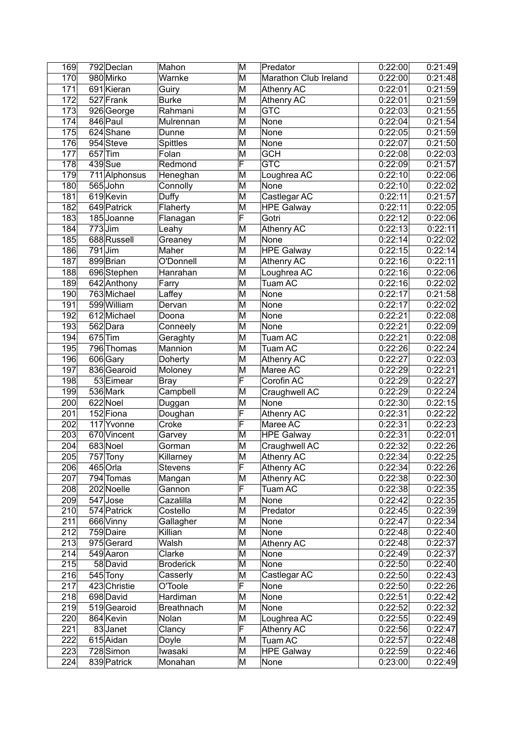| | | | | | | | |
|---|---|---|---|---|---|---|---|
| 169 | 792 | Declan | Mahon | M | Predator | 0:22:00 | 0:21:49 |
| 170 | 980 | Mirko | Warnke | M | Marathon Club Ireland | 0:22:00 | 0:21:48 |
| 171 | 691 | Kieran | Guiry | M | Athenry AC | 0:22:01 | 0:21:59 |
| 172 | 527 | Frank | Burke | M | Athenry AC | 0:22:01 | 0:21:59 |
| 173 | 926 | George | Rahmani | M | GTC | 0:22:03 | 0:21:55 |
| 174 | 846 | Paul | Mulrennan | M | None | 0:22:04 | 0:21:54 |
| 175 | 624 | Shane | Dunne | M | None | 0:22:05 | 0:21:59 |
| 176 | 954 | Steve | Spittles | M | None | 0:22:07 | 0:21:50 |
| 177 | 657 | Tim | Folan | M | GCH | 0:22:08 | 0:22:03 |
| 178 | 439 | Sue | Redmond | F | GTC | 0:22:09 | 0:21:57 |
| 179 | 711 | Alphonsus | Heneghan | M | Loughrea AC | 0:22:10 | 0:22:06 |
| 180 | 565 | John | Connolly | M | None | 0:22:10 | 0:22:02 |
| 181 | 619 | Kevin | Duffy | M | Castlegar AC | 0:22:11 | 0:21:57 |
| 182 | 649 | Patrick | Flaherty | M | HPE Galway | 0:22:11 | 0:22:05 |
| 183 | 185 | Joanne | Flanagan | F | Gotri | 0:22:12 | 0:22:06 |
| 184 | 773 | Jim | Leahy | M | Athenry AC | 0:22:13 | 0:22:11 |
| 185 | 688 | Russell | Greaney | M | None | 0:22:14 | 0:22:02 |
| 186 | 791 | Jim | Maher | M | HPE Galway | 0:22:15 | 0:22:14 |
| 187 | 899 | Brian | O'Donnell | M | Athenry AC | 0:22:16 | 0:22:11 |
| 188 | 696 | Stephen | Hanrahan | M | Loughrea AC | 0:22:16 | 0:22:06 |
| 189 | 642 | Anthony | Farry | M | Tuam AC | 0:22:16 | 0:22:02 |
| 190 | 763 | Michael | Laffey | M | None | 0:22:17 | 0:21:58 |
| 191 | 599 | William | Dervan | M | None | 0:22:17 | 0:22:02 |
| 192 | 612 | Michael | Doona | M | None | 0:22:21 | 0:22:08 |
| 193 | 562 | Dara | Conneely | M | None | 0:22:21 | 0:22:09 |
| 194 | 675 | Tim | Geraghty | M | Tuam AC | 0:22:21 | 0:22:08 |
| 195 | 796 | Thomas | Mannion | M | Tuam AC | 0:22:26 | 0:22:24 |
| 196 | 606 | Gary | Doherty | M | Athenry AC | 0:22:27 | 0:22:03 |
| 197 | 836 | Gearoid | Moloney | M | Maree AC | 0:22:29 | 0:22:21 |
| 198 | 53 | Eimear | Bray | F | Corofin AC | 0:22:29 | 0:22:27 |
| 199 | 536 | Mark | Campbell | M | Craughwell AC | 0:22:29 | 0:22:24 |
| 200 | 622 | Noel | Duggan | M | None | 0:22:30 | 0:22:15 |
| 201 | 152 | Fiona | Doughan | F | Athenry AC | 0:22:31 | 0:22:22 |
| 202 | 117 | Yvonne | Croke | F | Maree AC | 0:22:31 | 0:22:23 |
| 203 | 670 | Vincent | Garvey | M | HPE Galway | 0:22:31 | 0:22:01 |
| 204 | 683 | Noel | Gorman | M | Craughwell AC | 0:22:32 | 0:22:26 |
| 205 | 757 | Tony | Killarney | M | Athenry AC | 0:22:34 | 0:22:25 |
| 206 | 465 | Orla | Stevens | F | Athenry AC | 0:22:34 | 0:22:26 |
| 207 | 794 | Tomas | Mangan | M | Athenry AC | 0:22:38 | 0:22:30 |
| 208 | 202 | Noelle | Gannon | F | Tuam AC | 0:22:38 | 0:22:35 |
| 209 | 547 | Jose | Cazalilla | M | None | 0:22:42 | 0:22:35 |
| 210 | 574 | Patrick | Costello | M | Predator | 0:22:45 | 0:22:39 |
| 211 | 666 | Vinny | Gallagher | M | None | 0:22:47 | 0:22:34 |
| 212 | 759 | Daire | Killian | M | None | 0:22:48 | 0:22:40 |
| 213 | 975 | Gerard | Walsh | M | Athenry AC | 0:22:48 | 0:22:37 |
| 214 | 549 | Aaron | Clarke | M | None | 0:22:49 | 0:22:37 |
| 215 | 58 | David | Broderick | M | None | 0:22:50 | 0:22:40 |
| 216 | 545 | Tony | Casserly | M | Castlegar AC | 0:22:50 | 0:22:43 |
| 217 | 423 | Christie | O'Toole | F | None | 0:22:50 | 0:22:26 |
| 218 | 698 | David | Hardiman | M | None | 0:22:51 | 0:22:42 |
| 219 | 519 | Gearoid | Breathnach | M | None | 0:22:52 | 0:22:32 |
| 220 | 864 | Kevin | Nolan | M | Loughrea AC | 0:22:55 | 0:22:49 |
| 221 | 83 | Janet | Clancy | F | Athenry AC | 0:22:56 | 0:22:47 |
| 222 | 615 | Aidan | Doyle | M | Tuam AC | 0:22:57 | 0:22:48 |
| 223 | 728 | Simon | Iwasaki | M | HPE Galway | 0:22:59 | 0:22:46 |
| 224 | 839 | Patrick | Monahan | M | None | 0:23:00 | 0:22:49 |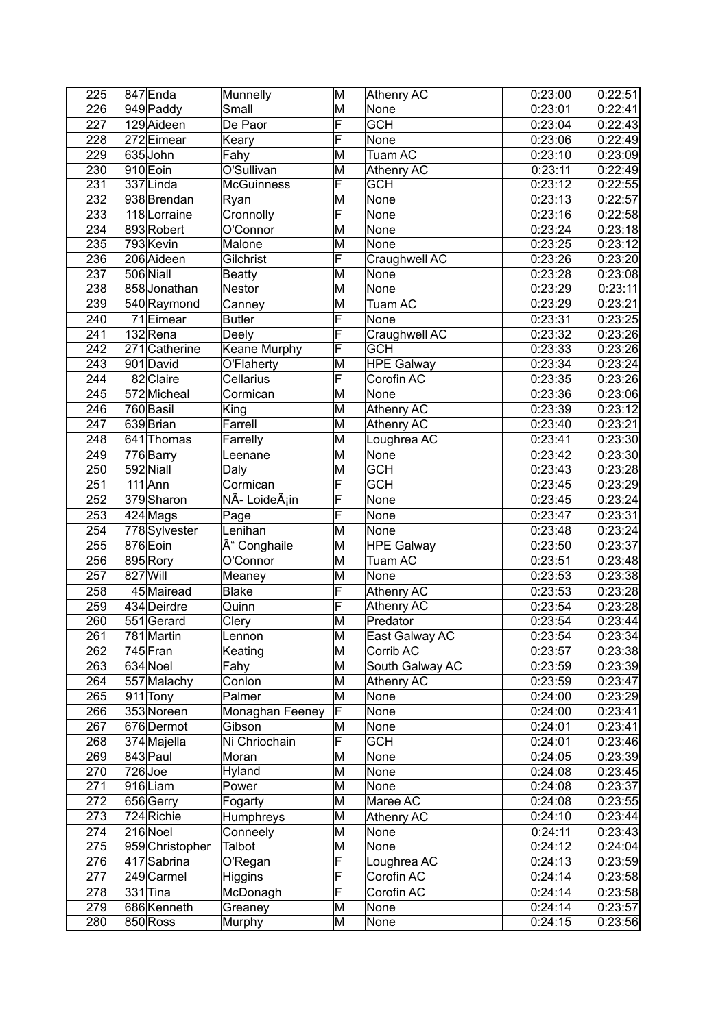| | | | | | | | |
|---|---|---|---|---|---|---|---|
| 225 | 847 | Enda | Munnelly | M | Athenry AC | 0:23:00 | 0:22:51 |
| 226 | 949 | Paddy | Small | M | None | 0:23:01 | 0:22:41 |
| 227 | 129 | Aideen | De Paor | F | GCH | 0:23:04 | 0:22:43 |
| 228 | 272 | Eimear | Keary | F | None | 0:23:06 | 0:22:49 |
| 229 | 635 | John | Fahy | M | Tuam AC | 0:23:10 | 0:23:09 |
| 230 | 910 | Eoin | O'Sullivan | M | Athenry AC | 0:23:11 | 0:22:49 |
| 231 | 337 | Linda | McGuinness | F | GCH | 0:23:12 | 0:22:55 |
| 232 | 938 | Brendan | Ryan | M | None | 0:23:13 | 0:22:57 |
| 233 | 118 | Lorraine | Cronnolly | F | None | 0:23:16 | 0:22:58 |
| 234 | 893 | Robert | O'Connor | M | None | 0:23:24 | 0:23:18 |
| 235 | 793 | Kevin | Malone | M | None | 0:23:25 | 0:23:12 |
| 236 | 206 | Aideen | Gilchrist | F | Craughwell AC | 0:23:26 | 0:23:20 |
| 237 | 506 | Niall | Beatty | M | None | 0:23:28 | 0:23:08 |
| 238 | 858 | Jonathan | Nestor | M | None | 0:23:29 | 0:23:11 |
| 239 | 540 | Raymond | Canney | M | Tuam AC | 0:23:29 | 0:23:21 |
| 240 | 71 | Eimear | Butler | F | None | 0:23:31 | 0:23:25 |
| 241 | 132 | Rena | Deely | F | Craughwell AC | 0:23:32 | 0:23:26 |
| 242 | 271 | Catherine | Keane Murphy | F | GCH | 0:23:33 | 0:23:26 |
| 243 | 901 | David | O'Flaherty | M | HPE Galway | 0:23:34 | 0:23:24 |
| 244 | 82 | Claire | Cellarius | F | Corofin AC | 0:23:35 | 0:23:26 |
| 245 | 572 | Micheal | Cormican | M | None | 0:23:36 | 0:23:06 |
| 246 | 760 | Basil | King | M | Athenry AC | 0:23:39 | 0:23:12 |
| 247 | 639 | Brian | Farrell | M | Athenry AC | 0:23:40 | 0:23:21 |
| 248 | 641 | Thomas | Farrelly | M | Loughrea AC | 0:23:41 | 0:23:30 |
| 249 | 776 | Barry | Leenane | M | None | 0:23:42 | 0:23:30 |
| 250 | 592 | Niall | Daly | M | GCH | 0:23:43 | 0:23:28 |
| 251 | 111 | Ann | Cormican | F | GCH | 0:23:45 | 0:23:29 |
| 252 | 379 | Sharon | NÃ- LoideÃ¡in | F | None | 0:23:45 | 0:23:24 |
| 253 | 424 | Mags | Page | F | None | 0:23:47 | 0:23:31 |
| 254 | 778 | Sylvester | Lenihan | M | None | 0:23:48 | 0:23:24 |
| 255 | 876 | Eoin | Ã“ Conghaile | M | HPE Galway | 0:23:50 | 0:23:37 |
| 256 | 895 | Rory | O'Connor | M | Tuam AC | 0:23:51 | 0:23:48 |
| 257 | 827 | Will | Meaney | M | None | 0:23:53 | 0:23:38 |
| 258 | 45 | Mairead | Blake | F | Athenry AC | 0:23:53 | 0:23:28 |
| 259 | 434 | Deirdre | Quinn | F | Athenry AC | 0:23:54 | 0:23:28 |
| 260 | 551 | Gerard | Clery | M | Predator | 0:23:54 | 0:23:44 |
| 261 | 781 | Martin | Lennon | M | East Galway AC | 0:23:54 | 0:23:34 |
| 262 | 745 | Fran | Keating | M | Corrib AC | 0:23:57 | 0:23:38 |
| 263 | 634 | Noel | Fahy | M | South Galway AC | 0:23:59 | 0:23:39 |
| 264 | 557 | Malachy | Conlon | M | Athenry AC | 0:23:59 | 0:23:47 |
| 265 | 911 | Tony | Palmer | M | None | 0:24:00 | 0:23:29 |
| 266 | 353 | Noreen | Monaghan Feeney | F | None | 0:24:00 | 0:23:41 |
| 267 | 676 | Dermot | Gibson | M | None | 0:24:01 | 0:23:41 |
| 268 | 374 | Majella | Ni Chriochain | F | GCH | 0:24:01 | 0:23:46 |
| 269 | 843 | Paul | Moran | M | None | 0:24:05 | 0:23:39 |
| 270 | 726 | Joe | Hyland | M | None | 0:24:08 | 0:23:45 |
| 271 | 916 | Liam | Power | M | None | 0:24:08 | 0:23:37 |
| 272 | 656 | Gerry | Fogarty | M | Maree AC | 0:24:08 | 0:23:55 |
| 273 | 724 | Richie | Humphreys | M | Athenry AC | 0:24:10 | 0:23:44 |
| 274 | 216 | Noel | Conneely | M | None | 0:24:11 | 0:23:43 |
| 275 | 959 | Christopher | Talbot | M | None | 0:24:12 | 0:24:04 |
| 276 | 417 | Sabrina | O'Regan | F | Loughrea AC | 0:24:13 | 0:23:59 |
| 277 | 249 | Carmel | Higgins | F | Corofin AC | 0:24:14 | 0:23:58 |
| 278 | 331 | Tina | McDonagh | F | Corofin AC | 0:24:14 | 0:23:58 |
| 279 | 686 | Kenneth | Greaney | M | None | 0:24:14 | 0:23:57 |
| 280 | 850 | Ross | Murphy | M | None | 0:24:15 | 0:23:56 |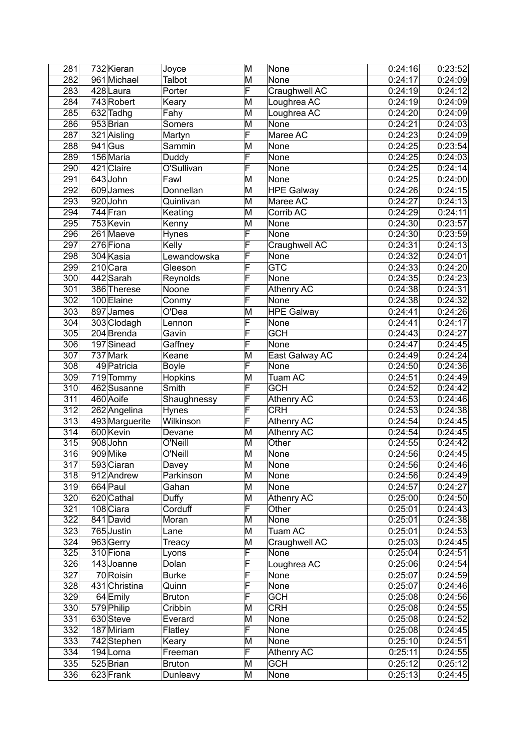| 281 | 732 | Kieran | Joyce | M | None | 0:24:16 | 0:23:52 |
|---|---|---|---|---|---|---|---|
| 282 | 961 | Michael | Talbot | M | None | 0:24:17 | 0:24:09 |
| 283 | 428 | Laura | Porter | F | Craughwell AC | 0:24:19 | 0:24:12 |
| 284 | 743 | Robert | Keary | M | Loughrea AC | 0:24:19 | 0:24:09 |
| 285 | 632 | Tadhg | Fahy | M | Loughrea AC | 0:24:20 | 0:24:09 |
| 286 | 953 | Brian | Somers | M | None | 0:24:21 | 0:24:03 |
| 287 | 321 | Aisling | Martyn | F | Maree AC | 0:24:23 | 0:24:09 |
| 288 | 941 | Gus | Sammin | M | None | 0:24:25 | 0:23:54 |
| 289 | 156 | Maria | Duddy | F | None | 0:24:25 | 0:24:03 |
| 290 | 421 | Claire | O'Sullivan | F | None | 0:24:25 | 0:24:14 |
| 291 | 643 | John | Fawl | M | None | 0:24:25 | 0:24:00 |
| 292 | 609 | James | Donnellan | M | HPE Galway | 0:24:26 | 0:24:15 |
| 293 | 920 | John | Quinlivan | M | Maree AC | 0:24:27 | 0:24:13 |
| 294 | 744 | Fran | Keating | M | Corrib AC | 0:24:29 | 0:24:11 |
| 295 | 753 | Kevin | Kenny | M | None | 0:24:30 | 0:23:57 |
| 296 | 261 | Maeve | Hynes | F | None | 0:24:30 | 0:23:59 |
| 297 | 276 | Fiona | Kelly | F | Craughwell AC | 0:24:31 | 0:24:13 |
| 298 | 304 | Kasia | Lewandowska | F | None | 0:24:32 | 0:24:01 |
| 299 | 210 | Cara | Gleeson | F | GTC | 0:24:33 | 0:24:20 |
| 300 | 442 | Sarah | Reynolds | F | None | 0:24:35 | 0:24:23 |
| 301 | 386 | Therese | Noone | F | Athenry AC | 0:24:38 | 0:24:31 |
| 302 | 100 | Elaine | Conmy | F | None | 0:24:38 | 0:24:32 |
| 303 | 897 | James | O'Dea | M | HPE Galway | 0:24:41 | 0:24:26 |
| 304 | 303 | Clodagh | Lennon | F | None | 0:24:41 | 0:24:17 |
| 305 | 204 | Brenda | Gavin | F | GCH | 0:24:43 | 0:24:27 |
| 306 | 197 | Sinead | Gaffney | F | None | 0:24:47 | 0:24:45 |
| 307 | 737 | Mark | Keane | M | East Galway AC | 0:24:49 | 0:24:24 |
| 308 | 49 | Patricia | Boyle | F | None | 0:24:50 | 0:24:36 |
| 309 | 719 | Tommy | Hopkins | M | Tuam AC | 0:24:51 | 0:24:49 |
| 310 | 462 | Susanne | Smith | F | GCH | 0:24:52 | 0:24:42 |
| 311 | 460 | Aoife | Shaughnessy | F | Athenry AC | 0:24:53 | 0:24:46 |
| 312 | 262 | Angelina | Hynes | F | CRH | 0:24:53 | 0:24:38 |
| 313 | 493 | Marguerite | Wilkinson | F | Athenry AC | 0:24:54 | 0:24:45 |
| 314 | 600 | Kevin | Devane | M | Athenry AC | 0:24:54 | 0:24:45 |
| 315 | 908 | John | O'Neill | M | Other | 0:24:55 | 0:24:42 |
| 316 | 909 | Mike | O'Neill | M | None | 0:24:56 | 0:24:45 |
| 317 | 593 | Ciaran | Davey | M | None | 0:24:56 | 0:24:46 |
| 318 | 912 | Andrew | Parkinson | M | None | 0:24:56 | 0:24:49 |
| 319 | 664 | Paul | Gahan | M | None | 0:24:57 | 0:24:27 |
| 320 | 620 | Cathal | Duffy | M | Athenry AC | 0:25:00 | 0:24:50 |
| 321 | 108 | Ciara | Corduff | F | Other | 0:25:01 | 0:24:43 |
| 322 | 841 | David | Moran | M | None | 0:25:01 | 0:24:38 |
| 323 | 765 | Justin | Lane | M | Tuam AC | 0:25:01 | 0:24:53 |
| 324 | 963 | Gerry | Treacy | M | Craughwell AC | 0:25:03 | 0:24:45 |
| 325 | 310 | Fiona | Lyons | F | None | 0:25:04 | 0:24:51 |
| 326 | 143 | Joanne | Dolan | F | Loughrea AC | 0:25:06 | 0:24:54 |
| 327 | 70 | Roisin | Burke | F | None | 0:25:07 | 0:24:59 |
| 328 | 431 | Christina | Quinn | F | None | 0:25:07 | 0:24:46 |
| 329 | 64 | Emily | Bruton | F | GCH | 0:25:08 | 0:24:56 |
| 330 | 579 | Philip | Cribbin | M | CRH | 0:25:08 | 0:24:55 |
| 331 | 630 | Steve | Everard | M | None | 0:25:08 | 0:24:52 |
| 332 | 187 | Miriam | Flatley | F | None | 0:25:08 | 0:24:45 |
| 333 | 742 | Stephen | Keary | M | None | 0:25:10 | 0:24:51 |
| 334 | 194 | Lorna | Freeman | F | Athenry AC | 0:25:11 | 0:24:55 |
| 335 | 525 | Brian | Bruton | M | GCH | 0:25:12 | 0:25:12 |
| 336 | 623 | Frank | Dunleavy | M | None | 0:25:13 | 0:24:45 |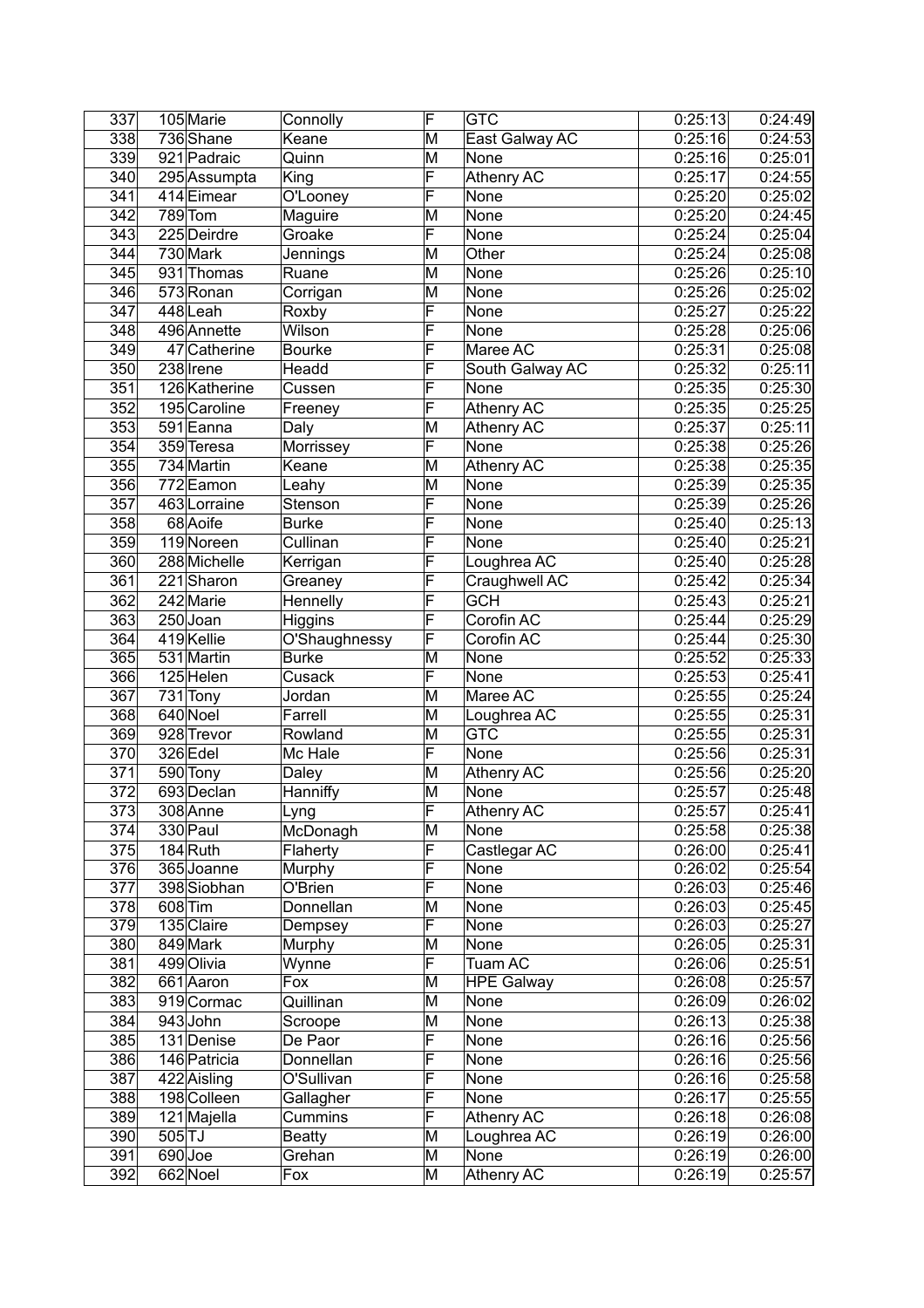| 337 | 105 | Marie | Connolly | F | GTC | 0:25:13 | 0:24:49 |
|---|---|---|---|---|---|---|---|
| 338 | 736 | Shane | Keane | M | East Galway AC | 0:25:16 | 0:24:53 |
| 339 | 921 | Padraic | Quinn | M | None | 0:25:16 | 0:25:01 |
| 340 | 295 | Assumpta | King | F | Athenry AC | 0:25:17 | 0:24:55 |
| 341 | 414 | Eimear | O'Looney | F | None | 0:25:20 | 0:25:02 |
| 342 | 789 | Tom | Maguire | M | None | 0:25:20 | 0:24:45 |
| 343 | 225 | Deirdre | Groake | F | None | 0:25:24 | 0:25:04 |
| 344 | 730 | Mark | Jennings | M | Other | 0:25:24 | 0:25:08 |
| 345 | 931 | Thomas | Ruane | M | None | 0:25:26 | 0:25:10 |
| 346 | 573 | Ronan | Corrigan | M | None | 0:25:26 | 0:25:02 |
| 347 | 448 | Leah | Roxby | F | None | 0:25:27 | 0:25:22 |
| 348 | 496 | Annette | Wilson | F | None | 0:25:28 | 0:25:06 |
| 349 | 47 | Catherine | Bourke | F | Maree AC | 0:25:31 | 0:25:08 |
| 350 | 238 | Irene | Headd | F | South Galway AC | 0:25:32 | 0:25:11 |
| 351 | 126 | Katherine | Cussen | F | None | 0:25:35 | 0:25:30 |
| 352 | 195 | Caroline | Freeney | F | Athenry AC | 0:25:35 | 0:25:25 |
| 353 | 591 | Eanna | Daly | M | Athenry AC | 0:25:37 | 0:25:11 |
| 354 | 359 | Teresa | Morrissey | F | None | 0:25:38 | 0:25:26 |
| 355 | 734 | Martin | Keane | M | Athenry AC | 0:25:38 | 0:25:35 |
| 356 | 772 | Eamon | Leahy | M | None | 0:25:39 | 0:25:35 |
| 357 | 463 | Lorraine | Stenson | F | None | 0:25:39 | 0:25:26 |
| 358 | 68 | Aoife | Burke | F | None | 0:25:40 | 0:25:13 |
| 359 | 119 | Noreen | Cullinan | F | None | 0:25:40 | 0:25:21 |
| 360 | 288 | Michelle | Kerrigan | F | Loughrea AC | 0:25:40 | 0:25:28 |
| 361 | 221 | Sharon | Greaney | F | Craughwell AC | 0:25:42 | 0:25:34 |
| 362 | 242 | Marie | Hennelly | F | GCH | 0:25:43 | 0:25:21 |
| 363 | 250 | Joan | Higgins | F | Corofin AC | 0:25:44 | 0:25:29 |
| 364 | 419 | Kellie | O'Shaughnessy | F | Corofin AC | 0:25:44 | 0:25:30 |
| 365 | 531 | Martin | Burke | M | None | 0:25:52 | 0:25:33 |
| 366 | 125 | Helen | Cusack | F | None | 0:25:53 | 0:25:41 |
| 367 | 731 | Tony | Jordan | M | Maree AC | 0:25:55 | 0:25:24 |
| 368 | 640 | Noel | Farrell | M | Loughrea AC | 0:25:55 | 0:25:31 |
| 369 | 928 | Trevor | Rowland | M | GTC | 0:25:55 | 0:25:31 |
| 370 | 326 | Edel | Mc Hale | F | None | 0:25:56 | 0:25:31 |
| 371 | 590 | Tony | Daley | M | Athenry AC | 0:25:56 | 0:25:20 |
| 372 | 693 | Declan | Hanniffy | M | None | 0:25:57 | 0:25:48 |
| 373 | 308 | Anne | Lyng | F | Athenry AC | 0:25:57 | 0:25:41 |
| 374 | 330 | Paul | McDonagh | M | None | 0:25:58 | 0:25:38 |
| 375 | 184 | Ruth | Flaherty | F | Castlegar AC | 0:26:00 | 0:25:41 |
| 376 | 365 | Joanne | Murphy | F | None | 0:26:02 | 0:25:54 |
| 377 | 398 | Siobhan | O'Brien | F | None | 0:26:03 | 0:25:46 |
| 378 | 608 | Tim | Donnellan | M | None | 0:26:03 | 0:25:45 |
| 379 | 135 | Claire | Dempsey | F | None | 0:26:03 | 0:25:27 |
| 380 | 849 | Mark | Murphy | M | None | 0:26:05 | 0:25:31 |
| 381 | 499 | Olivia | Wynne | F | Tuam AC | 0:26:06 | 0:25:51 |
| 382 | 661 | Aaron | Fox | M | HPE Galway | 0:26:08 | 0:25:57 |
| 383 | 919 | Cormac | Quillinan | M | None | 0:26:09 | 0:26:02 |
| 384 | 943 | John | Scroope | M | None | 0:26:13 | 0:25:38 |
| 385 | 131 | Denise | De Paor | F | None | 0:26:16 | 0:25:56 |
| 386 | 146 | Patricia | Donnellan | F | None | 0:26:16 | 0:25:56 |
| 387 | 422 | Aisling | O'Sullivan | F | None | 0:26:16 | 0:25:58 |
| 388 | 198 | Colleen | Gallagher | F | None | 0:26:17 | 0:25:55 |
| 389 | 121 | Majella | Cummins | F | Athenry AC | 0:26:18 | 0:26:08 |
| 390 | 505 | TJ | Beatty | M | Loughrea AC | 0:26:19 | 0:26:00 |
| 391 | 690 | Joe | Grehan | M | None | 0:26:19 | 0:26:00 |
| 392 | 662 | Noel | Fox | M | Athenry AC | 0:26:19 | 0:25:57 |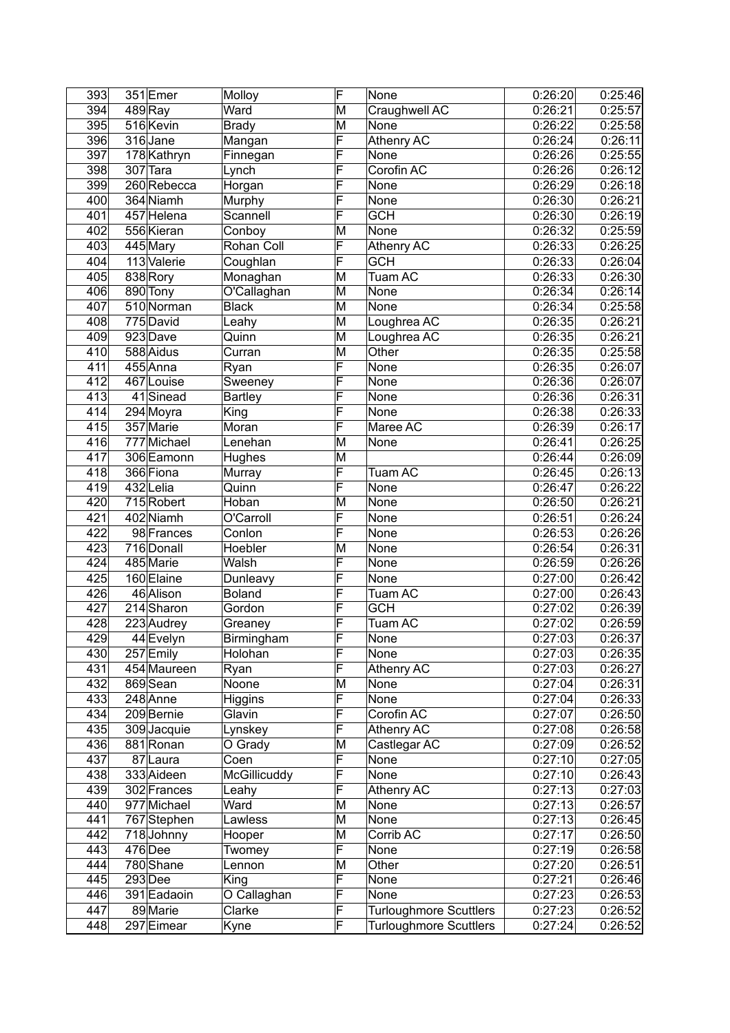| | | | | | | | |
|---|---|---|---|---|---|---|---|
| 393 | 351 | Emer | Molloy | F | None | 0:26:20 | 0:25:46 |
| 394 | 489 | Ray | Ward | M | Craughwell AC | 0:26:21 | 0:25:57 |
| 395 | 516 | Kevin | Brady | M | None | 0:26:22 | 0:25:58 |
| 396 | 316 | Jane | Mangan | F | Athenry AC | 0:26:24 | 0:26:11 |
| 397 | 178 | Kathryn | Finnegan | F | None | 0:26:26 | 0:25:55 |
| 398 | 307 | Tara | Lynch | F | Corofin AC | 0:26:26 | 0:26:12 |
| 399 | 260 | Rebecca | Horgan | F | None | 0:26:29 | 0:26:18 |
| 400 | 364 | Niamh | Murphy | F | None | 0:26:30 | 0:26:21 |
| 401 | 457 | Helena | Scannell | F | GCH | 0:26:30 | 0:26:19 |
| 402 | 556 | Kieran | Conboy | M | None | 0:26:32 | 0:25:59 |
| 403 | 445 | Mary | Rohan Coll | F | Athenry AC | 0:26:33 | 0:26:25 |
| 404 | 113 | Valerie | Coughlan | F | GCH | 0:26:33 | 0:26:04 |
| 405 | 838 | Rory | Monaghan | M | Tuam AC | 0:26:33 | 0:26:30 |
| 406 | 890 | Tony | O'Callaghan | M | None | 0:26:34 | 0:26:14 |
| 407 | 510 | Norman | Black | M | None | 0:26:34 | 0:25:58 |
| 408 | 775 | David | Leahy | M | Loughrea AC | 0:26:35 | 0:26:21 |
| 409 | 923 | Dave | Quinn | M | Loughrea AC | 0:26:35 | 0:26:21 |
| 410 | 588 | Aidus | Curran | M | Other | 0:26:35 | 0:25:58 |
| 411 | 455 | Anna | Ryan | F | None | 0:26:35 | 0:26:07 |
| 412 | 467 | Louise | Sweeney | F | None | 0:26:36 | 0:26:07 |
| 413 | 41 | Sinead | Bartley | F | None | 0:26:36 | 0:26:31 |
| 414 | 294 | Moyra | King | F | None | 0:26:38 | 0:26:33 |
| 415 | 357 | Marie | Moran | F | Maree AC | 0:26:39 | 0:26:17 |
| 416 | 777 | Michael | Lenehan | M | None | 0:26:41 | 0:26:25 |
| 417 | 306 | Eamonn | Hughes | M | | 0:26:44 | 0:26:09 |
| 418 | 366 | Fiona | Murray | F | Tuam AC | 0:26:45 | 0:26:13 |
| 419 | 432 | Lelia | Quinn | F | None | 0:26:47 | 0:26:22 |
| 420 | 715 | Robert | Hoban | M | None | 0:26:50 | 0:26:21 |
| 421 | 402 | Niamh | O'Carroll | F | None | 0:26:51 | 0:26:24 |
| 422 | 98 | Frances | Conlon | F | None | 0:26:53 | 0:26:26 |
| 423 | 716 | Donall | Hoebler | M | None | 0:26:54 | 0:26:31 |
| 424 | 485 | Marie | Walsh | F | None | 0:26:59 | 0:26:26 |
| 425 | 160 | Elaine | Dunleavy | F | None | 0:27:00 | 0:26:42 |
| 426 | 46 | Alison | Boland | F | Tuam AC | 0:27:00 | 0:26:43 |
| 427 | 214 | Sharon | Gordon | F | GCH | 0:27:02 | 0:26:39 |
| 428 | 223 | Audrey | Greaney | F | Tuam AC | 0:27:02 | 0:26:59 |
| 429 | 44 | Evelyn | Birmingham | F | None | 0:27:03 | 0:26:37 |
| 430 | 257 | Emily | Holohan | F | None | 0:27:03 | 0:26:35 |
| 431 | 454 | Maureen | Ryan | F | Athenry AC | 0:27:03 | 0:26:27 |
| 432 | 869 | Sean | Noone | M | None | 0:27:04 | 0:26:31 |
| 433 | 248 | Anne | Higgins | F | None | 0:27:04 | 0:26:33 |
| 434 | 209 | Bernie | Glavin | F | Corofin AC | 0:27:07 | 0:26:50 |
| 435 | 309 | Jacquie | Lynskey | F | Athenry AC | 0:27:08 | 0:26:58 |
| 436 | 881 | Ronan | O Grady | M | Castlegar AC | 0:27:09 | 0:26:52 |
| 437 | 87 | Laura | Coen | F | None | 0:27:10 | 0:27:05 |
| 438 | 333 | Aideen | McGillicuddy | F | None | 0:27:10 | 0:26:43 |
| 439 | 302 | Frances | Leahy | F | Athenry AC | 0:27:13 | 0:27:03 |
| 440 | 977 | Michael | Ward | M | None | 0:27:13 | 0:26:57 |
| 441 | 767 | Stephen | Lawless | M | None | 0:27:13 | 0:26:45 |
| 442 | 718 | Johnny | Hooper | M | Corrib AC | 0:27:17 | 0:26:50 |
| 443 | 476 | Dee | Twomey | F | None | 0:27:19 | 0:26:58 |
| 444 | 780 | Shane | Lennon | M | Other | 0:27:20 | 0:26:51 |
| 445 | 293 | Dee | King | F | None | 0:27:21 | 0:26:46 |
| 446 | 391 | Eadaoin | O Callaghan | F | None | 0:27:23 | 0:26:53 |
| 447 | 89 | Marie | Clarke | F | Turloughmore Scuttlers | 0:27:23 | 0:26:52 |
| 448 | 297 | Eimear | Kyne | F | Turloughmore Scuttlers | 0:27:24 | 0:26:52 |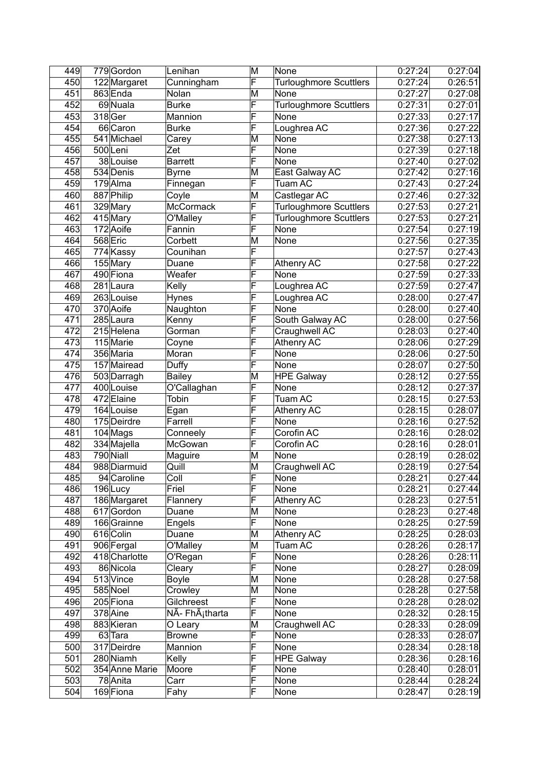| 449 | 779 | Gordon | Lenihan | M | None | 0:27:24 | 0:27:04 |
|---|---|---|---|---|---|---|---|
| 450 | 122 | Margaret | Cunningham | F | Turloughmore Scuttlers | 0:27:24 | 0:26:51 |
| 451 | 863 | Enda | Nolan | M | None | 0:27:27 | 0:27:08 |
| 452 | 69 | Nuala | Burke | F | Turloughmore Scuttlers | 0:27:31 | 0:27:01 |
| 453 | 318 | Ger | Mannion | F | None | 0:27:33 | 0:27:17 |
| 454 | 66 | Caron | Burke | F | Loughrea AC | 0:27:36 | 0:27:22 |
| 455 | 541 | Michael | Carey | M | None | 0:27:38 | 0:27:13 |
| 456 | 500 | Leni | Zet | F | None | 0:27:39 | 0:27:18 |
| 457 | 38 | Louise | Barrett | F | None | 0:27:40 | 0:27:02 |
| 458 | 534 | Denis | Byrne | M | East Galway AC | 0:27:42 | 0:27:16 |
| 459 | 179 | Alma | Finnegan | F | Tuam AC | 0:27:43 | 0:27:24 |
| 460 | 887 | Philip | Coyle | M | Castlegar AC | 0:27:46 | 0:27:32 |
| 461 | 329 | Mary | McCormack | F | Turloughmore Scuttlers | 0:27:53 | 0:27:21 |
| 462 | 415 | Mary | O'Malley | F | Turloughmore Scuttlers | 0:27:53 | 0:27:21 |
| 463 | 172 | Aoife | Fannin | F | None | 0:27:54 | 0:27:19 |
| 464 | 568 | Eric | Corbett | M | None | 0:27:56 | 0:27:35 |
| 465 | 774 | Kassy | Counihan | F | | 0:27:57 | 0:27:43 |
| 466 | 155 | Mary | Duane | F | Athenry AC | 0:27:58 | 0:27:22 |
| 467 | 490 | Fiona | Weafer | F | None | 0:27:59 | 0:27:33 |
| 468 | 281 | Laura | Kelly | F | Loughrea AC | 0:27:59 | 0:27:47 |
| 469 | 263 | Louise | Hynes | F | Loughrea AC | 0:28:00 | 0:27:47 |
| 470 | 370 | Aoife | Naughton | F | None | 0:28:00 | 0:27:40 |
| 471 | 285 | Laura | Kenny | F | South Galway AC | 0:28:00 | 0:27:56 |
| 472 | 215 | Helena | Gorman | F | Craughwell AC | 0:28:03 | 0:27:40 |
| 473 | 115 | Marie | Coyne | F | Athenry AC | 0:28:06 | 0:27:29 |
| 474 | 356 | Maria | Moran | F | None | 0:28:06 | 0:27:50 |
| 475 | 157 | Mairead | Duffy | F | None | 0:28:07 | 0:27:50 |
| 476 | 503 | Darragh | Bailey | M | HPE Galway | 0:28:12 | 0:27:55 |
| 477 | 400 | Louise | O'Callaghan | F | None | 0:28:12 | 0:27:37 |
| 478 | 472 | Elaine | Tobin | F | Tuam AC | 0:28:15 | 0:27:53 |
| 479 | 164 | Louise | Egan | F | Athenry AC | 0:28:15 | 0:28:07 |
| 480 | 175 | Deirdre | Farrell | F | None | 0:28:16 | 0:27:52 |
| 481 | 104 | Mags | Conneely | F | Corofin AC | 0:28:16 | 0:28:02 |
| 482 | 334 | Majella | McGowan | F | Corofin AC | 0:28:16 | 0:28:01 |
| 483 | 790 | Niall | Maguire | M | None | 0:28:19 | 0:28:02 |
| 484 | 988 | Diarmuid | Quill | M | Craughwell AC | 0:28:19 | 0:27:54 |
| 485 | 94 | Caroline | Coll | F | None | 0:28:21 | 0:27:44 |
| 486 | 196 | Lucy | Friel | F | None | 0:28:21 | 0:27:44 |
| 487 | 186 | Margaret | Flannery | F | Athenry AC | 0:28:23 | 0:27:51 |
| 488 | 617 | Gordon | Duane | M | None | 0:28:23 | 0:27:48 |
| 489 | 166 | Grainne | Engels | F | None | 0:28:25 | 0:27:59 |
| 490 | 616 | Colin | Duane | M | Athenry AC | 0:28:25 | 0:28:03 |
| 491 | 906 | Fergal | O'Malley | M | Tuam AC | 0:28:26 | 0:28:17 |
| 492 | 418 | Charlotte | O'Regan | F | None | 0:28:26 | 0:28:11 |
| 493 | 86 | Nicola | Cleary | F | None | 0:28:27 | 0:28:09 |
| 494 | 513 | Vince | Boyle | M | None | 0:28:28 | 0:27:58 |
| 495 | 585 | Noel | Crowley | M | None | 0:28:28 | 0:27:58 |
| 496 | 205 | Fiona | Gilchreest | F | None | 0:28:28 | 0:28:02 |
| 497 | 378 | Aine | NÃ- FhÃ¡tharta | F | None | 0:28:32 | 0:28:15 |
| 498 | 883 | Kieran | O Leary | M | Craughwell AC | 0:28:33 | 0:28:09 |
| 499 | 63 | Tara | Browne | F | None | 0:28:33 | 0:28:07 |
| 500 | 317 | Deirdre | Mannion | F | None | 0:28:34 | 0:28:18 |
| 501 | 280 | Niamh | Kelly | F | HPE Galway | 0:28:36 | 0:28:16 |
| 502 | 354 | Anne Marie | Moore | F | None | 0:28:40 | 0:28:01 |
| 503 | 78 | Anita | Carr | F | None | 0:28:44 | 0:28:24 |
| 504 | 169 | Fiona | Fahy | F | None | 0:28:47 | 0:28:19 |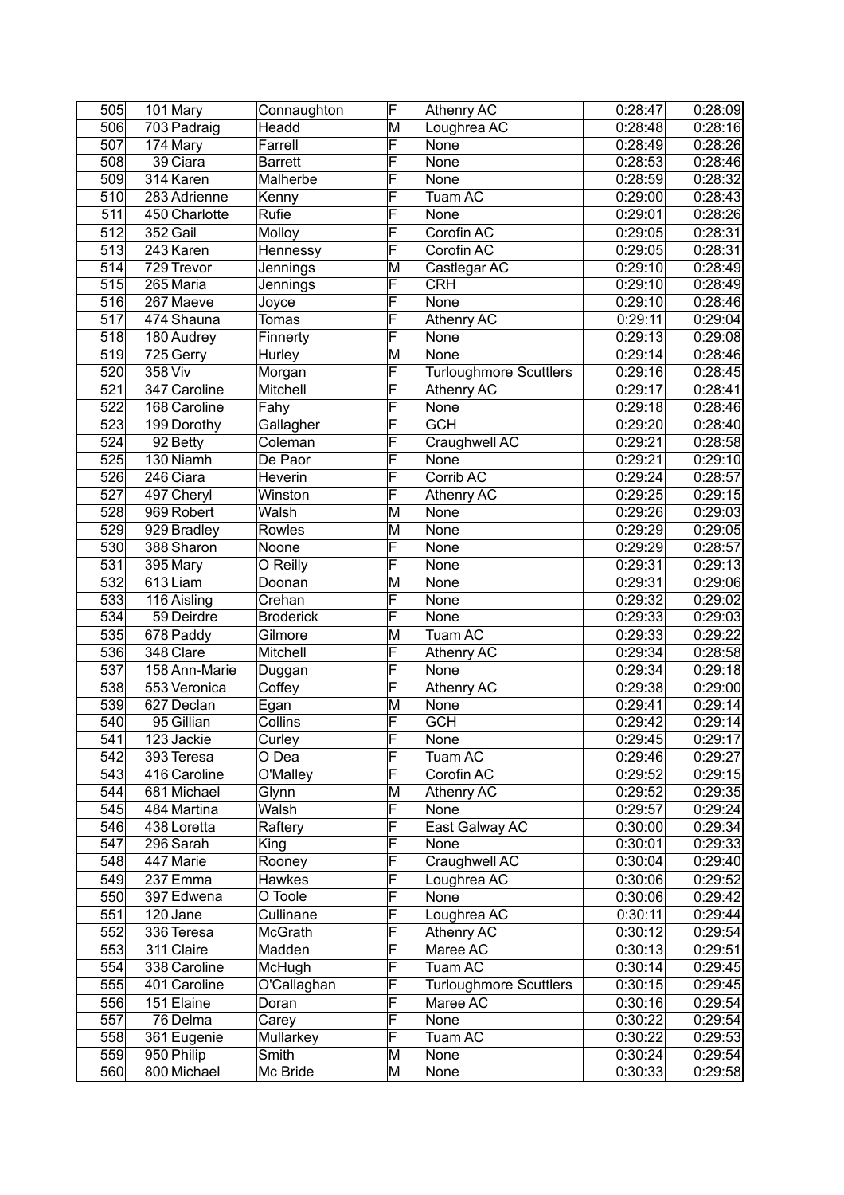| 505 | 101 | Mary | Connaughton | F | Athenry AC | 0:28:47 | 0:28:09 |
|---|---|---|---|---|---|---|---|
| 506 | 703 | Padraig | Headd | M | Loughrea AC | 0:28:48 | 0:28:16 |
| 507 | 174 | Mary | Farrell | F | None | 0:28:49 | 0:28:26 |
| 508 | 39 | Ciara | Barrett | F | None | 0:28:53 | 0:28:46 |
| 509 | 314 | Karen | Malherbe | F | None | 0:28:59 | 0:28:32 |
| 510 | 283 | Adrienne | Kenny | F | Tuam AC | 0:29:00 | 0:28:43 |
| 511 | 450 | Charlotte | Rufie | F | None | 0:29:01 | 0:28:26 |
| 512 | 352 | Gail | Molloy | F | Corofin AC | 0:29:05 | 0:28:31 |
| 513 | 243 | Karen | Hennessy | F | Corofin AC | 0:29:05 | 0:28:31 |
| 514 | 729 | Trevor | Jennings | M | Castlegar AC | 0:29:10 | 0:28:49 |
| 515 | 265 | Maria | Jennings | F | CRH | 0:29:10 | 0:28:49 |
| 516 | 267 | Maeve | Joyce | F | None | 0:29:10 | 0:28:46 |
| 517 | 474 | Shauna | Tomas | F | Athenry AC | 0:29:11 | 0:29:04 |
| 518 | 180 | Audrey | Finnerty | F | None | 0:29:13 | 0:29:08 |
| 519 | 725 | Gerry | Hurley | M | None | 0:29:14 | 0:28:46 |
| 520 | 358 | Viv | Morgan | F | Turloughmore Scuttlers | 0:29:16 | 0:28:45 |
| 521 | 347 | Caroline | Mitchell | F | Athenry AC | 0:29:17 | 0:28:41 |
| 522 | 168 | Caroline | Fahy | F | None | 0:29:18 | 0:28:46 |
| 523 | 199 | Dorothy | Gallagher | F | GCH | 0:29:20 | 0:28:40 |
| 524 | 92 | Betty | Coleman | F | Craughwell AC | 0:29:21 | 0:28:58 |
| 525 | 130 | Niamh | De Paor | F | None | 0:29:21 | 0:29:10 |
| 526 | 246 | Ciara | Heverin | F | Corrib AC | 0:29:24 | 0:28:57 |
| 527 | 497 | Cheryl | Winston | F | Athenry AC | 0:29:25 | 0:29:15 |
| 528 | 969 | Robert | Walsh | M | None | 0:29:26 | 0:29:03 |
| 529 | 929 | Bradley | Rowles | M | None | 0:29:29 | 0:29:05 |
| 530 | 388 | Sharon | Noone | F | None | 0:29:29 | 0:28:57 |
| 531 | 395 | Mary | O Reilly | F | None | 0:29:31 | 0:29:13 |
| 532 | 613 | Liam | Doonan | M | None | 0:29:31 | 0:29:06 |
| 533 | 116 | Aisling | Crehan | F | None | 0:29:32 | 0:29:02 |
| 534 | 59 | Deirdre | Broderick | F | None | 0:29:33 | 0:29:03 |
| 535 | 678 | Paddy | Gilmore | M | Tuam AC | 0:29:33 | 0:29:22 |
| 536 | 348 | Clare | Mitchell | F | Athenry AC | 0:29:34 | 0:28:58 |
| 537 | 158 | Ann-Marie | Duggan | F | None | 0:29:34 | 0:29:18 |
| 538 | 553 | Veronica | Coffey | F | Athenry AC | 0:29:38 | 0:29:00 |
| 539 | 627 | Declan | Egan | M | None | 0:29:41 | 0:29:14 |
| 540 | 95 | Gillian | Collins | F | GCH | 0:29:42 | 0:29:14 |
| 541 | 123 | Jackie | Curley | F | None | 0:29:45 | 0:29:17 |
| 542 | 393 | Teresa | O Dea | F | Tuam AC | 0:29:46 | 0:29:27 |
| 543 | 416 | Caroline | O'Malley | F | Corofin AC | 0:29:52 | 0:29:15 |
| 544 | 681 | Michael | Glynn | M | Athenry AC | 0:29:52 | 0:29:35 |
| 545 | 484 | Martina | Walsh | F | None | 0:29:57 | 0:29:24 |
| 546 | 438 | Loretta | Raftery | F | East Galway AC | 0:30:00 | 0:29:34 |
| 547 | 296 | Sarah | King | F | None | 0:30:01 | 0:29:33 |
| 548 | 447 | Marie | Rooney | F | Craughwell AC | 0:30:04 | 0:29:40 |
| 549 | 237 | Emma | Hawkes | F | Loughrea AC | 0:30:06 | 0:29:52 |
| 550 | 397 | Edwena | O Toole | F | None | 0:30:06 | 0:29:42 |
| 551 | 120 | Jane | Cullinane | F | Loughrea AC | 0:30:11 | 0:29:44 |
| 552 | 336 | Teresa | McGrath | F | Athenry AC | 0:30:12 | 0:29:54 |
| 553 | 311 | Claire | Madden | F | Maree AC | 0:30:13 | 0:29:51 |
| 554 | 338 | Caroline | McHugh | F | Tuam AC | 0:30:14 | 0:29:45 |
| 555 | 401 | Caroline | O'Callaghan | F | Turloughmore Scuttlers | 0:30:15 | 0:29:45 |
| 556 | 151 | Elaine | Doran | F | Maree AC | 0:30:16 | 0:29:54 |
| 557 | 76 | Delma | Carey | F | None | 0:30:22 | 0:29:54 |
| 558 | 361 | Eugenie | Mullarkey | F | Tuam AC | 0:30:22 | 0:29:53 |
| 559 | 950 | Philip | Smith | M | None | 0:30:24 | 0:29:54 |
| 560 | 800 | Michael | Mc Bride | M | None | 0:30:33 | 0:29:58 |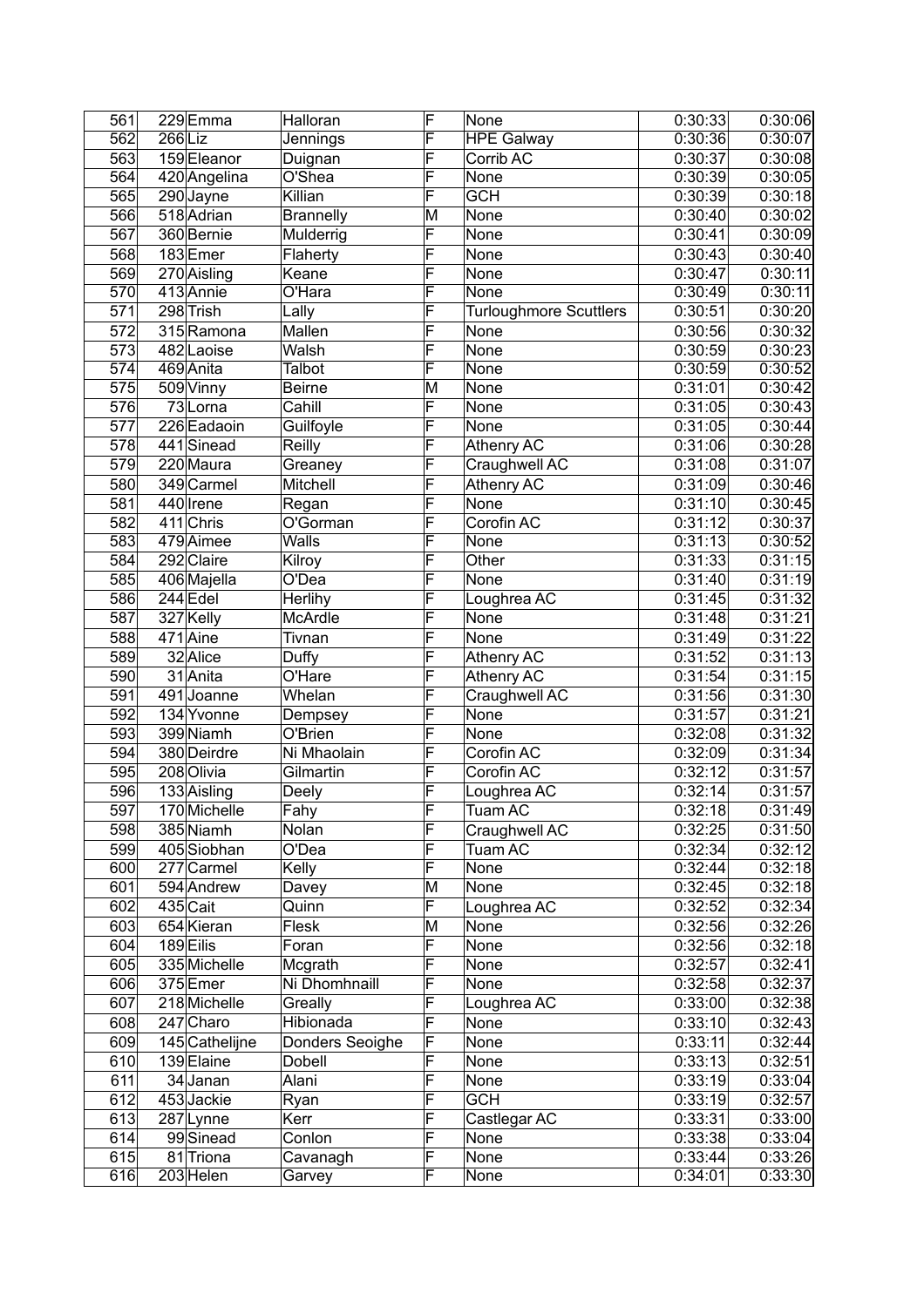| 561 | 229 | Emma | Halloran | F | None | 0:30:33 | 0:30:06 |
|---|---|---|---|---|---|---|---|
| 562 | 266 | Liz | Jennings | F | HPE Galway | 0:30:36 | 0:30:07 |
| 563 | 159 | Eleanor | Duignan | F | Corrib AC | 0:30:37 | 0:30:08 |
| 564 | 420 | Angelina | O'Shea | F | None | 0:30:39 | 0:30:05 |
| 565 | 290 | Jayne | Killian | F | GCH | 0:30:39 | 0:30:18 |
| 566 | 518 | Adrian | Brannelly | M | None | 0:30:40 | 0:30:02 |
| 567 | 360 | Bernie | Mulderrig | F | None | 0:30:41 | 0:30:09 |
| 568 | 183 | Emer | Flaherty | F | None | 0:30:43 | 0:30:40 |
| 569 | 270 | Aisling | Keane | F | None | 0:30:47 | 0:30:11 |
| 570 | 413 | Annie | O'Hara | F | None | 0:30:49 | 0:30:11 |
| 571 | 298 | Trish | Lally | F | Turloughmore Scuttlers | 0:30:51 | 0:30:20 |
| 572 | 315 | Ramona | Mallen | F | None | 0:30:56 | 0:30:32 |
| 573 | 482 | Laoise | Walsh | F | None | 0:30:59 | 0:30:23 |
| 574 | 469 | Anita | Talbot | F | None | 0:30:59 | 0:30:52 |
| 575 | 509 | Vinny | Beirne | M | None | 0:31:01 | 0:30:42 |
| 576 | 73 | Lorna | Cahill | F | None | 0:31:05 | 0:30:43 |
| 577 | 226 | Eadaoin | Guilfoyle | F | None | 0:31:05 | 0:30:44 |
| 578 | 441 | Sinead | Reilly | F | Athenry AC | 0:31:06 | 0:30:28 |
| 579 | 220 | Maura | Greaney | F | Craughwell AC | 0:31:08 | 0:31:07 |
| 580 | 349 | Carmel | Mitchell | F | Athenry AC | 0:31:09 | 0:30:46 |
| 581 | 440 | Irene | Regan | F | None | 0:31:10 | 0:30:45 |
| 582 | 411 | Chris | O'Gorman | F | Corofin AC | 0:31:12 | 0:30:37 |
| 583 | 479 | Aimee | Walls | F | None | 0:31:13 | 0:30:52 |
| 584 | 292 | Claire | Kilroy | F | Other | 0:31:33 | 0:31:15 |
| 585 | 406 | Majella | O'Dea | F | None | 0:31:40 | 0:31:19 |
| 586 | 244 | Edel | Herlihy | F | Loughrea AC | 0:31:45 | 0:31:32 |
| 587 | 327 | Kelly | McArdle | F | None | 0:31:48 | 0:31:21 |
| 588 | 471 | Aine | Tivnan | F | None | 0:31:49 | 0:31:22 |
| 589 | 32 | Alice | Duffy | F | Athenry AC | 0:31:52 | 0:31:13 |
| 590 | 31 | Anita | O'Hare | F | Athenry AC | 0:31:54 | 0:31:15 |
| 591 | 491 | Joanne | Whelan | F | Craughwell AC | 0:31:56 | 0:31:30 |
| 592 | 134 | Yvonne | Dempsey | F | None | 0:31:57 | 0:31:21 |
| 593 | 399 | Niamh | O'Brien | F | None | 0:32:08 | 0:31:32 |
| 594 | 380 | Deirdre | Ni Mhaolain | F | Corofin AC | 0:32:09 | 0:31:34 |
| 595 | 208 | Olivia | Gilmartin | F | Corofin AC | 0:32:12 | 0:31:57 |
| 596 | 133 | Aisling | Deely | F | Loughrea AC | 0:32:14 | 0:31:57 |
| 597 | 170 | Michelle | Fahy | F | Tuam AC | 0:32:18 | 0:31:49 |
| 598 | 385 | Niamh | Nolan | F | Craughwell AC | 0:32:25 | 0:31:50 |
| 599 | 405 | Siobhan | O'Dea | F | Tuam AC | 0:32:34 | 0:32:12 |
| 600 | 277 | Carmel | Kelly | F | None | 0:32:44 | 0:32:18 |
| 601 | 594 | Andrew | Davey | M | None | 0:32:45 | 0:32:18 |
| 602 | 435 | Cait | Quinn | F | Loughrea AC | 0:32:52 | 0:32:34 |
| 603 | 654 | Kieran | Flesk | M | None | 0:32:56 | 0:32:26 |
| 604 | 189 | Eilis | Foran | F | None | 0:32:56 | 0:32:18 |
| 605 | 335 | Michelle | Mcgrath | F | None | 0:32:57 | 0:32:41 |
| 606 | 375 | Emer | Ni Dhomhnaill | F | None | 0:32:58 | 0:32:37 |
| 607 | 218 | Michelle | Greally | F | Loughrea AC | 0:33:00 | 0:32:38 |
| 608 | 247 | Charo | Hibionada | F | None | 0:33:10 | 0:32:43 |
| 609 | 145 | Cathelijne | Donders Seoighe | F | None | 0:33:11 | 0:32:44 |
| 610 | 139 | Elaine | Dobell | F | None | 0:33:13 | 0:32:51 |
| 611 | 34 | Janan | Alani | F | None | 0:33:19 | 0:33:04 |
| 612 | 453 | Jackie | Ryan | F | GCH | 0:33:19 | 0:32:57 |
| 613 | 287 | Lynne | Kerr | F | Castlegar AC | 0:33:31 | 0:33:00 |
| 614 | 99 | Sinead | Conlon | F | None | 0:33:38 | 0:33:04 |
| 615 | 81 | Triona | Cavanagh | F | None | 0:33:44 | 0:33:26 |
| 616 | 203 | Helen | Garvey | F | None | 0:34:01 | 0:33:30 |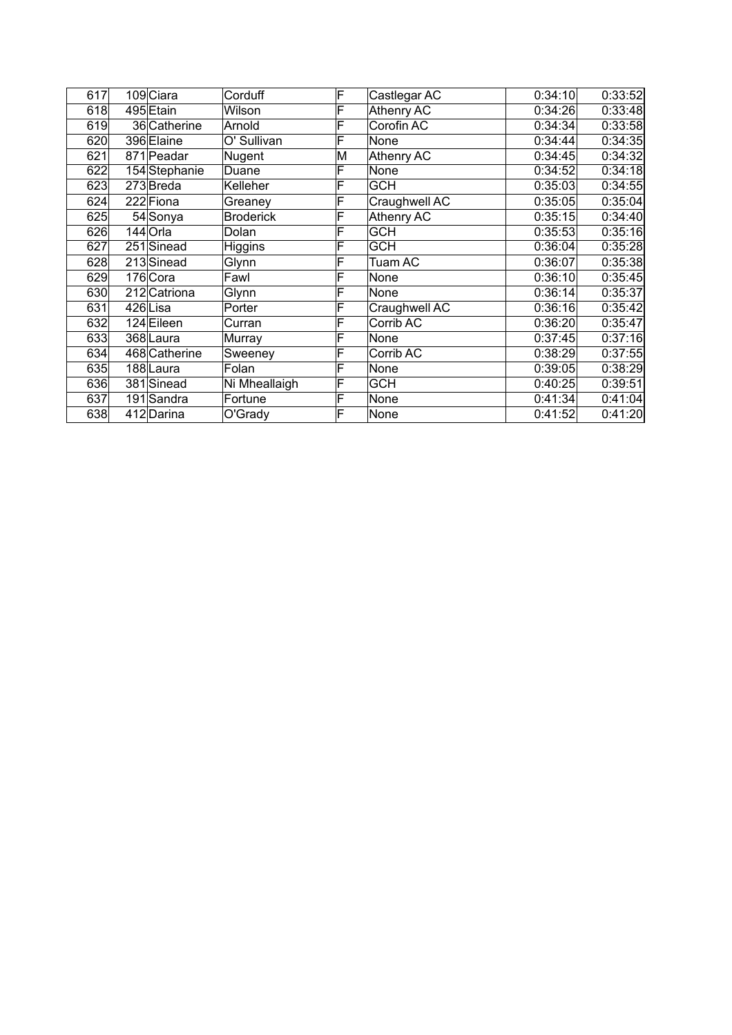| | | | | | | | |
|---|---|---|---|---|---|---|---|
| 617 | 109 | Ciara | Corduff | F | Castlegar AC | 0:34:10 | 0:33:52 |
| 618 | 495 | Etain | Wilson | F | Athenry AC | 0:34:26 | 0:33:48 |
| 619 | 36 | Catherine | Arnold | F | Corofin AC | 0:34:34 | 0:33:58 |
| 620 | 396 | Elaine | O' Sullivan | F | None | 0:34:44 | 0:34:35 |
| 621 | 871 | Peadar | Nugent | M | Athenry AC | 0:34:45 | 0:34:32 |
| 622 | 154 | Stephanie | Duane | F | None | 0:34:52 | 0:34:18 |
| 623 | 273 | Breda | Kelleher | F | GCH | 0:35:03 | 0:34:55 |
| 624 | 222 | Fiona | Greaney | F | Craughwell AC | 0:35:05 | 0:35:04 |
| 625 | 54 | Sonya | Broderick | F | Athenry AC | 0:35:15 | 0:34:40 |
| 626 | 144 | Orla | Dolan | F | GCH | 0:35:53 | 0:35:16 |
| 627 | 251 | Sinead | Higgins | F | GCH | 0:36:04 | 0:35:28 |
| 628 | 213 | Sinead | Glynn | F | Tuam AC | 0:36:07 | 0:35:38 |
| 629 | 176 | Cora | Fawl | F | None | 0:36:10 | 0:35:45 |
| 630 | 212 | Catriona | Glynn | F | None | 0:36:14 | 0:35:37 |
| 631 | 426 | Lisa | Porter | F | Craughwell AC | 0:36:16 | 0:35:42 |
| 632 | 124 | Eileen | Curran | F | Corrib AC | 0:36:20 | 0:35:47 |
| 633 | 368 | Laura | Murray | F | None | 0:37:45 | 0:37:16 |
| 634 | 468 | Catherine | Sweeney | F | Corrib AC | 0:38:29 | 0:37:55 |
| 635 | 188 | Laura | Folan | F | None | 0:39:05 | 0:38:29 |
| 636 | 381 | Sinead | Ni Mheallaigh | F | GCH | 0:40:25 | 0:39:51 |
| 637 | 191 | Sandra | Fortune | F | None | 0:41:34 | 0:41:04 |
| 638 | 412 | Darina | O'Grady | F | None | 0:41:52 | 0:41:20 |